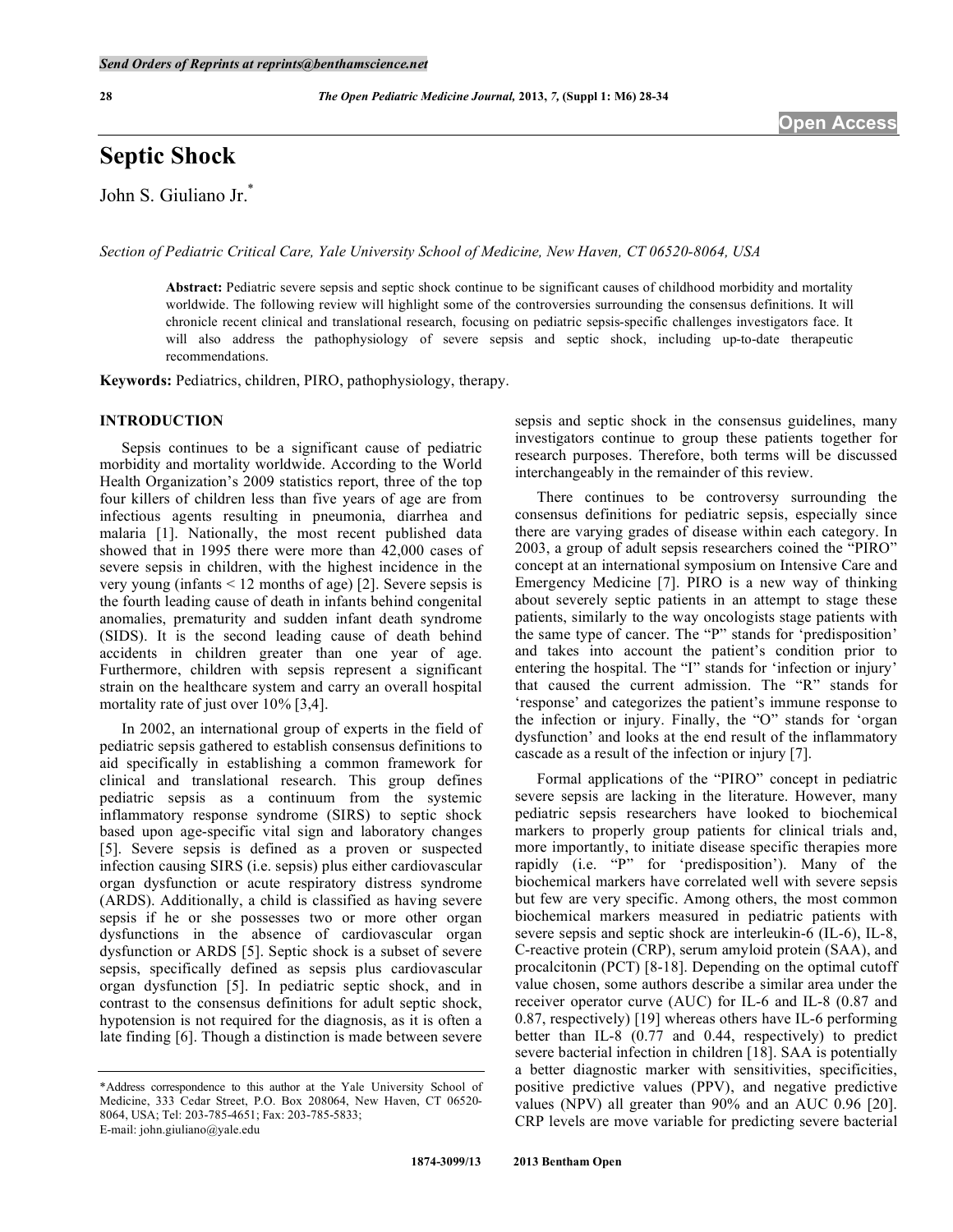# Septic Shock

John S. Giuliano Jr.*

*Section of Pediatric Critical Care, Yale University School of Medicine, New Haven, CT 06520-8064, USA*

**Abstract:** Pediatric severe sepsis and septic shock continue to be significant causes of childhood morbidity and mortality worldwide. The following review will highlight some of the controversies surrounding the consensus definitions. It will chronicle recent clinical and translational research, focusing on pediatric sepsis-specific challenges investigators face. It will also address the pathophysiology of severe sepsis and septic shock, including up-to-date therapeutic recommendations.

**Keywords:** Pediatrics, children, PIRO, pathophysiology, therapy.

## INTRODUCTION

Sepsis continues to be a significant cause of pediatric morbidity and mortality worldwide. According to the World Health Organization's 2009 statistics report, three of the top four killers of children less than five years of age are from infectious agents resulting in pneumonia, diarrhea and malaria [1]. Nationally, the most recent published data showed that in 1995 there were more than 42,000 cases of severe sepsis in children, with the highest incidence in the very young (infants < 12 months of age) [2]. Severe sepsis is the fourth leading cause of death in infants behind congenital anomalies, prematurity and sudden infant death syndrome (SIDS). It is the second leading cause of death behind accidents in children greater than one year of age. Furthermore, children with sepsis represent a significant strain on the healthcare system and carry an overall hospital mortality rate of just over 10% [3,4].

In 2002, an international group of experts in the field of pediatric sepsis gathered to establish consensus definitions to aid specifically in establishing a common framework for clinical and translational research. This group defines pediatric sepsis as a continuum from the systemic inflammatory response syndrome (SIRS) to septic shock based upon age-specific vital sign and laboratory changes [5]. Severe sepsis is defined as a proven or suspected infection causing SIRS (i.e. sepsis) plus either cardiovascular organ dysfunction or acute respiratory distress syndrome (ARDS). Additionally, a child is classified as having severe sepsis if he or she possesses two or more other organ dysfunctions in the absence of cardiovascular organ dysfunction or ARDS [5]. Septic shock is a subset of severe sepsis, specifically defined as sepsis plus cardiovascular organ dysfunction [5]. In pediatric septic shock, and in contrast to the consensus definitions for adult septic shock, hypotension is not required for the diagnosis, as it is often a late finding [6]. Though a distinction is made between severe sepsis and septic shock in the consensus guidelines, many investigators continue to group these patients together for research purposes. Therefore, both terms will be discussed interchangeably in the remainder of this review.

There continues to be controversy surrounding the consensus definitions for pediatric sepsis, especially since there are varying grades of disease within each category. In 2003, a group of adult sepsis researchers coined the "PIRO" concept at an international symposium on Intensive Care and Emergency Medicine [7]. PIRO is a new way of thinking about severely septic patients in an attempt to stage these patients, similarly to the way oncologists stage patients with the same type of cancer. The "P" stands for 'predisposition' and takes into account the patient's condition prior to entering the hospital. The "I" stands for 'infection or injury' that caused the current admission. The "R" stands for 'response' and categorizes the patient's immune response to the infection or injury. Finally, the "O" stands for 'organ dysfunction' and looks at the end result of the inflammatory cascade as a result of the infection or injury [7].

Formal applications of the "PIRO" concept in pediatric severe sepsis are lacking in the literature. However, many pediatric sepsis researchers have looked to biochemical markers to properly group patients for clinical trials and, more importantly, to initiate disease specific therapies more rapidly (i.e. "P" for 'predisposition'). Many of the biochemical markers have correlated well with severe sepsis but few are very specific. Among others, the most common biochemical markers measured in pediatric patients with severe sepsis and septic shock are interleukin-6 (IL-6), IL-8, C-reactive protein (CRP), serum amyloid protein (SAA), and procalcitonin (PCT) [8-18]. Depending on the optimal cutoff value chosen, some authors describe a similar area under the receiver operator curve (AUC) for IL-6 and IL-8 (0.87 and 0.87, respectively) [19] whereas others have IL-6 performing better than IL-8 (0.77 and 0.44, respectively) to predict severe bacterial infection in children [18]. SAA is potentially a better diagnostic marker with sensitivities, specificities, positive predictive values (PPV), and negative predictive values (NPV) all greater than 90% and an AUC 0.96 [20]. CRP levels are move variable for predicting severe bacterial

*Address correspondence to this author at the Yale University School of Medicine, 333 Cedar Street, P.O. Box 208064, New Haven, CT 06520-8064, USA; Tel: 203-785-4651; Fax: 203-785-5833; E-mail: john.giuliano@yale.edu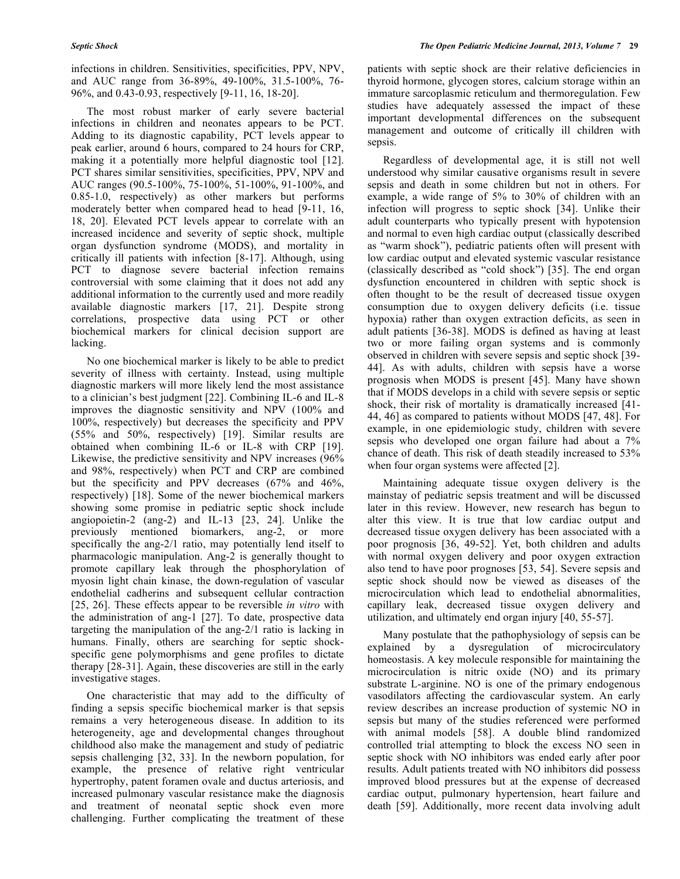infections in children. Sensitivities, specificities, PPV, NPV, and AUC range from 36-89%, 49-100%, 31.5-100%, 76-96%, and 0.43-0.93, respectively [9-11, 16, 18-20].

The most robust marker of early severe bacterial infections in children and neonates appears to be PCT. Adding to its diagnostic capability, PCT levels appear to peak earlier, around 6 hours, compared to 24 hours for CRP, making it a potentially more helpful diagnostic tool [12]. PCT shares similar sensitivities, specificities, PPV, NPV and AUC ranges (90.5-100%, 75-100%, 51-100%, 91-100%, and 0.85-1.0, respectively) as other markers but performs moderately better when compared head to head [9-11, 16, 18, 20]. Elevated PCT levels appear to correlate with an increased incidence and severity of septic shock, multiple organ dysfunction syndrome (MODS), and mortality in critically ill patients with infection [8-17]. Although, using PCT to diagnose severe bacterial infection remains controversial with some claiming that it does not add any additional information to the currently used and more readily available diagnostic markers [17, 21]. Despite strong correlations, prospective data using PCT or other biochemical markers for clinical decision support are lacking.

No one biochemical marker is likely to be able to predict severity of illness with certainty. Instead, using multiple diagnostic markers will more likely lend the most assistance to a clinician's best judgment [22]. Combining IL-6 and IL-8 improves the diagnostic sensitivity and NPV (100% and 100%, respectively) but decreases the specificity and PPV (55% and 50%, respectively) [19]. Similar results are obtained when combining IL-6 or IL-8 with CRP [19]. Likewise, the predictive sensitivity and NPV increases (96% and 98%, respectively) when PCT and CRP are combined but the specificity and PPV decreases (67% and 46%, respectively) [18]. Some of the newer biochemical markers showing some promise in pediatric septic shock include angiopoietin-2 (ang-2) and IL-13 [23, 24]. Unlike the previously mentioned biomarkers, ang-2, or more specifically the ang-2/1 ratio, may potentially lend itself to pharmacologic manipulation. Ang-2 is generally thought to promote capillary leak through the phosphorylation of myosin light chain kinase, the down-regulation of vascular endothelial cadherins and subsequent cellular contraction [25, 26]. These effects appear to be reversible *in vitro* with the administration of ang-1 [27]. To date, prospective data targeting the manipulation of the ang-2/1 ratio is lacking in humans. Finally, others are searching for septic shock-specific gene polymorphisms and gene profiles to dictate therapy [28-31]. Again, these discoveries are still in the early investigative stages.

One characteristic that may add to the difficulty of finding a sepsis specific biochemical marker is that sepsis remains a very heterogeneous disease. In addition to its heterogeneity, age and developmental changes throughout childhood also make the management and study of pediatric sepsis challenging [32, 33]. In the newborn population, for example, the presence of relative right ventricular hypertrophy, patent foramen ovale and ductus arteriosis, and increased pulmonary vascular resistance make the diagnosis and treatment of neonatal septic shock even more challenging. Further complicating the treatment of these patients with septic shock are their relative deficiencies in thyroid hormone, glycogen stores, calcium storage within an immature sarcoplasmic reticulum and thermoregulation. Few studies have adequately assessed the impact of these important developmental differences on the subsequent management and outcome of critically ill children with sepsis.

Regardless of developmental age, it is still not well understood why similar causative organisms result in severe sepsis and death in some children but not in others. For example, a wide range of 5% to 30% of children with an infection will progress to septic shock [34]. Unlike their adult counterparts who typically present with hypotension and normal to even high cardiac output (classically described as "warm shock"), pediatric patients often will present with low cardiac output and elevated systemic vascular resistance (classically described as "cold shock") [35]. The end organ dysfunction encountered in children with septic shock is often thought to be the result of decreased tissue oxygen consumption due to oxygen delivery deficits (i.e. tissue hypoxia) rather than oxygen extraction deficits, as seen in adult patients [36-38]. MODS is defined as having at least two or more failing organ systems and is commonly observed in children with severe sepsis and septic shock [39-44]. As with adults, children with sepsis have a worse prognosis when MODS is present [45]. Many have shown that if MODS develops in a child with severe sepsis or septic shock, their risk of mortality is dramatically increased [41-44, 46] as compared to patients without MODS [47, 48]. For example, in one epidemiologic study, children with severe sepsis who developed one organ failure had about a 7% chance of death. This risk of death steadily increased to 53% when four organ systems were affected [2].

Maintaining adequate tissue oxygen delivery is the mainstay of pediatric sepsis treatment and will be discussed later in this review. However, new research has begun to alter this view. It is true that low cardiac output and decreased tissue oxygen delivery has been associated with a poor prognosis [36, 49-52]. Yet, both children and adults with normal oxygen delivery and poor oxygen extraction also tend to have poor prognoses [53, 54]. Severe sepsis and septic shock should now be viewed as diseases of the microcirculation which lead to endothelial abnormalities, capillary leak, decreased tissue oxygen delivery and utilization, and ultimately end organ injury [40, 55-57].

Many postulate that the pathophysiology of sepsis can be explained by a dysregulation of microcirculatory homeostasis. A key molecule responsible for maintaining the microcirculation is nitric oxide (NO) and its primary substrate L-arginine. NO is one of the primary endogenous vasodilators affecting the cardiovascular system. An early review describes an increase production of systemic NO in sepsis but many of the studies referenced were performed with animal models [58]. A double blind randomized controlled trial attempting to block the excess NO seen in septic shock with NO inhibitors was ended early after poor results. Adult patients treated with NO inhibitors did possess improved blood pressures but at the expense of decreased cardiac output, pulmonary hypertension, heart failure and death [59]. Additionally, more recent data involving adult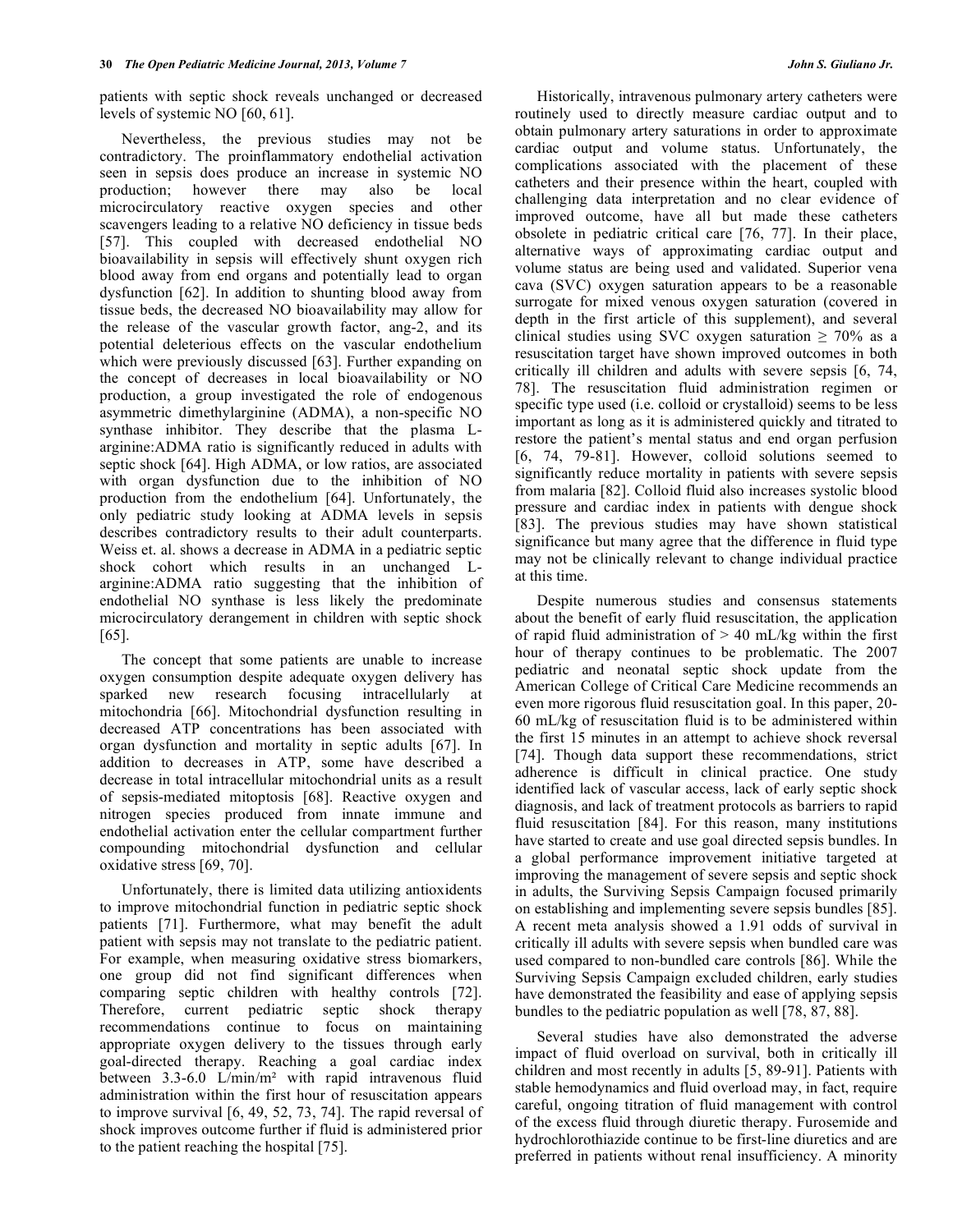patients with septic shock reveals unchanged or decreased levels of systemic NO [60, 61].

Nevertheless, the previous studies may not be contradictory. The proinflammatory endothelial activation seen in sepsis does produce an increase in systemic NO production; however there may also be local microcirculatory reactive oxygen species and other scavengers leading to a relative NO deficiency in tissue beds [57]. This coupled with decreased endothelial NO bioavailability in sepsis will effectively shunt oxygen rich blood away from end organs and potentially lead to organ dysfunction [62]. In addition to shunting blood away from tissue beds, the decreased NO bioavailability may allow for the release of the vascular growth factor, ang-2, and its potential deleterious effects on the vascular endothelium which were previously discussed [63]. Further expanding on the concept of decreases in local bioavailability or NO production, a group investigated the role of endogenous asymmetric dimethylarginine (ADMA), a non-specific NO synthase inhibitor. They describe that the plasma L-arginine:ADMA ratio is significantly reduced in adults with septic shock [64]. High ADMA, or low ratios, are associated with organ dysfunction due to the inhibition of NO production from the endothelium [64]. Unfortunately, the only pediatric study looking at ADMA levels in sepsis describes contradictory results to their adult counterparts. Weiss et. al. shows a decrease in ADMA in a pediatric septic shock cohort which results in an unchanged L-arginine:ADMA ratio suggesting that the inhibition of endothelial NO synthase is less likely the predominate microcirculatory derangement in children with septic shock [65].

The concept that some patients are unable to increase oxygen consumption despite adequate oxygen delivery has sparked new research focusing intracellularly at mitochondria [66]. Mitochondrial dysfunction resulting in decreased ATP concentrations has been associated with organ dysfunction and mortality in septic adults [67]. In addition to decreases in ATP, some have described a decrease in total intracellular mitochondrial units as a result of sepsis-mediated mitoptosis [68]. Reactive oxygen and nitrogen species produced from innate immune and endothelial activation enter the cellular compartment further compounding mitochondrial dysfunction and cellular oxidative stress [69, 70].

Unfortunately, there is limited data utilizing antioxidents to improve mitochondrial function in pediatric septic shock patients [71]. Furthermore, what may benefit the adult patient with sepsis may not translate to the pediatric patient. For example, when measuring oxidative stress biomarkers, one group did not find significant differences when comparing septic children with healthy controls [72]. Therefore, current pediatric septic shock therapy recommendations continue to focus on maintaining appropriate oxygen delivery to the tissues through early goal-directed therapy. Reaching a goal cardiac index between 3.3-6.0 L/min/m² with rapid intravenous fluid administration within the first hour of resuscitation appears to improve survival [6, 49, 52, 73, 74]. The rapid reversal of shock improves outcome further if fluid is administered prior to the patient reaching the hospital [75].

Historically, intravenous pulmonary artery catheters were routinely used to directly measure cardiac output and to obtain pulmonary artery saturations in order to approximate cardiac output and volume status. Unfortunately, the complications associated with the placement of these catheters and their presence within the heart, coupled with challenging data interpretation and no clear evidence of improved outcome, have all but made these catheters obsolete in pediatric critical care [76, 77]. In their place, alternative ways of approximating cardiac output and volume status are being used and validated. Superior vena cava (SVC) oxygen saturation appears to be a reasonable surrogate for mixed venous oxygen saturation (covered in depth in the first article of this supplement), and several clinical studies using SVC oxygen saturation $\geq$ 70% as a resuscitation target have shown improved outcomes in both critically ill children and adults with severe sepsis [6, 74, 78]. The resuscitation fluid administration regimen or specific type used (i.e. colloid or crystalloid) seems to be less important as long as it is administered quickly and titrated to restore the patient's mental status and end organ perfusion [6, 74, 79-81]. However, colloid solutions seemed to significantly reduce mortality in patients with severe sepsis from malaria [82]. Colloid fluid also increases systolic blood pressure and cardiac index in patients with dengue shock [83]. The previous studies may have shown statistical significance but many agree that the difference in fluid type may not be clinically relevant to change individual practice at this time.

Despite numerous studies and consensus statements about the benefit of early fluid resuscitation, the application of rapid fluid administration of > 40 mL/kg within the first hour of therapy continues to be problematic. The 2007 pediatric and neonatal septic shock update from the American College of Critical Care Medicine recommends an even more rigorous fluid resuscitation goal. In this paper, 20-60 mL/kg of resuscitation fluid is to be administered within the first 15 minutes in an attempt to achieve shock reversal [74]. Though data support these recommendations, strict adherence is difficult in clinical practice. One study identified lack of vascular access, lack of early septic shock diagnosis, and lack of treatment protocols as barriers to rapid fluid resuscitation [84]. For this reason, many institutions have started to create and use goal directed sepsis bundles. In a global performance improvement initiative targeted at improving the management of severe sepsis and septic shock in adults, the Surviving Sepsis Campaign focused primarily on establishing and implementing severe sepsis bundles [85]. A recent meta analysis showed a 1.91 odds of survival in critically ill adults with severe sepsis when bundled care was used compared to non-bundled care controls [86]. While the Surviving Sepsis Campaign excluded children, early studies have demonstrated the feasibility and ease of applying sepsis bundles to the pediatric population as well [78, 87, 88].

Several studies have also demonstrated the adverse impact of fluid overload on survival, both in critically ill children and most recently in adults [5, 89-91]. Patients with stable hemodynamics and fluid overload may, in fact, require careful, ongoing titration of fluid management with control of the excess fluid through diuretic therapy. Furosemide and hydrochlorothiazide continue to be first-line diuretics and are preferred in patients without renal insufficiency. A minority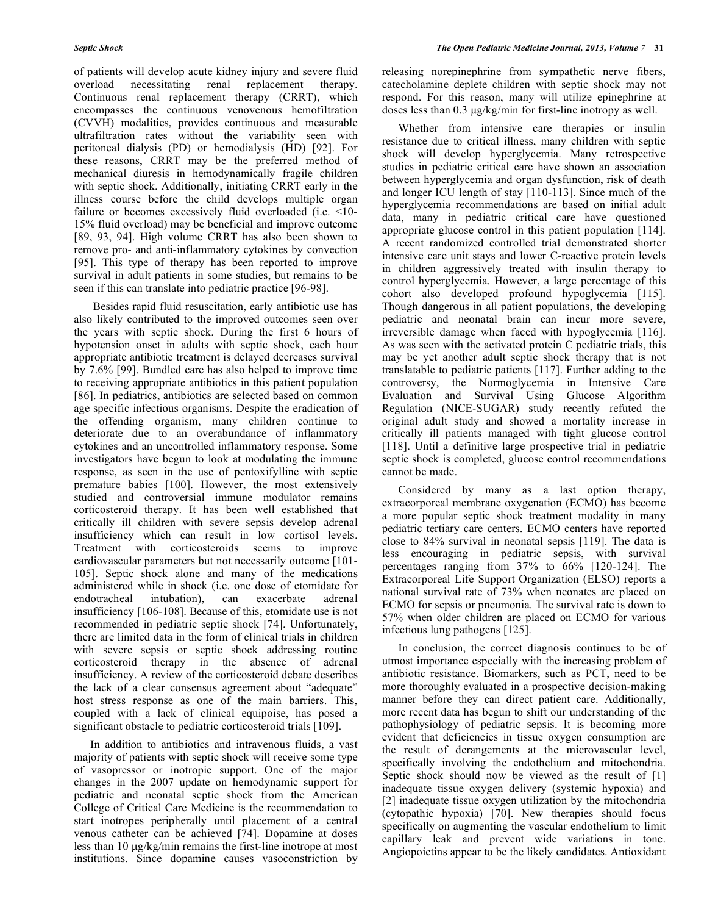of patients will develop acute kidney injury and severe fluid overload necessitating renal replacement therapy. Continuous renal replacement therapy (CRRT), which encompasses the continuous venovenous hemofiltration (CVVH) modalities, provides continuous and measurable ultrafiltration rates without the variability seen with peritoneal dialysis (PD) or hemodialysis (HD) [92]. For these reasons, CRRT may be the preferred method of mechanical diuresis in hemodynamically fragile children with septic shock. Additionally, initiating CRRT early in the illness course before the child develops multiple organ failure or becomes excessively fluid overloaded (i.e. <10-15% fluid overload) may be beneficial and improve outcome [89, 93, 94]. High volume CRRT has also been shown to remove pro- and anti-inflammatory cytokines by convection [95]. This type of therapy has been reported to improve survival in adult patients in some studies, but remains to be seen if this can translate into pediatric practice [96-98].

Besides rapid fluid resuscitation, early antibiotic use has also likely contributed to the improved outcomes seen over the years with septic shock. During the first 6 hours of hypotension onset in adults with septic shock, each hour appropriate antibiotic treatment is delayed decreases survival by 7.6% [99]. Bundled care has also helped to improve time to receiving appropriate antibiotics in this patient population [86]. In pediatrics, antibiotics are selected based on common age specific infectious organisms. Despite the eradication of the offending organism, many children continue to deteriorate due to an overabundance of inflammatory cytokines and an uncontrolled inflammatory response. Some investigators have begun to look at modulating the immune response, as seen in the use of pentoxifylline with septic premature babies [100]. However, the most extensively studied and controversial immune modulator remains corticosteroid therapy. It has been well established that critically ill children with severe sepsis develop adrenal insufficiency which can result in low cortisol levels. Treatment with corticosteroids seems to improve cardiovascular parameters but not necessarily outcome [101-105]. Septic shock alone and many of the medications administered while in shock (i.e. one dose of etomidate for endotracheal intubation), can exacerbate adrenal insufficiency [106-108]. Because of this, etomidate use is not recommended in pediatric septic shock [74]. Unfortunately, there are limited data in the form of clinical trials in children with severe sepsis or septic shock addressing routine corticosteroid therapy in the absence of adrenal insufficiency. A review of the corticosteroid debate describes the lack of a clear consensus agreement about "adequate" host stress response as one of the main barriers. This, coupled with a lack of clinical equipoise, has posed a significant obstacle to pediatric corticosteroid trials [109].

In addition to antibiotics and intravenous fluids, a vast majority of patients with septic shock will receive some type of vasopressor or inotropic support. One of the major changes in the 2007 update on hemodynamic support for pediatric and neonatal septic shock from the American College of Critical Care Medicine is the recommendation to start inotropes peripherally until placement of a central venous catheter can be achieved [74]. Dopamine at doses less than 10 μg/kg/min remains the first-line inotrope at most institutions. Since dopamine causes vasoconstriction by releasing norepinephrine from sympathetic nerve fibers, catecholamine deplete children with septic shock may not respond. For this reason, many will utilize epinephrine at doses less than 0.3 μg/kg/min for first-line inotropy as well.

Whether from intensive care therapies or insulin resistance due to critical illness, many children with septic shock will develop hyperglycemia. Many retrospective studies in pediatric critical care have shown an association between hyperglycemia and organ dysfunction, risk of death and longer ICU length of stay [110-113]. Since much of the hyperglycemia recommendations are based on initial adult data, many in pediatric critical care have questioned appropriate glucose control in this patient population [114]. A recent randomized controlled trial demonstrated shorter intensive care unit stays and lower C-reactive protein levels in children aggressively treated with insulin therapy to control hyperglycemia. However, a large percentage of this cohort also developed profound hypoglycemia [115]. Though dangerous in all patient populations, the developing pediatric and neonatal brain can incur more severe, irreversible damage when faced with hypoglycemia [116]. As was seen with the activated protein C pediatric trials, this may be yet another adult septic shock therapy that is not translatable to pediatric patients [117]. Further adding to the controversy, the Normoglycemia in Intensive Care Evaluation and Survival Using Glucose Algorithm Regulation (NICE-SUGAR) study recently refuted the original adult study and showed a mortality increase in critically ill patients managed with tight glucose control [118]. Until a definitive large prospective trial in pediatric septic shock is completed, glucose control recommendations cannot be made.

Considered by many as a last option therapy, extracorporeal membrane oxygenation (ECMO) has become a more popular septic shock treatment modality in many pediatric tertiary care centers. ECMO centers have reported close to 84% survival in neonatal sepsis [119]. The data is less encouraging in pediatric sepsis, with survival percentages ranging from 37% to 66% [120-124]. The Extracorporeal Life Support Organization (ELSO) reports a national survival rate of 73% when neonates are placed on ECMO for sepsis or pneumonia. The survival rate is down to 57% when older children are placed on ECMO for various infectious lung pathogens [125].

In conclusion, the correct diagnosis continues to be of utmost importance especially with the increasing problem of antibiotic resistance. Biomarkers, such as PCT, need to be more thoroughly evaluated in a prospective decision-making manner before they can direct patient care. Additionally, more recent data has begun to shift our understanding of the pathophysiology of pediatric sepsis. It is becoming more evident that deficiencies in tissue oxygen consumption are the result of derangements at the microvascular level, specifically involving the endothelium and mitochondria. Septic shock should now be viewed as the result of [1] inadequate tissue oxygen delivery (systemic hypoxia) and [2] inadequate tissue oxygen utilization by the mitochondria (cytopathic hypoxia) [70]. New therapies should focus specifically on augmenting the vascular endothelium to limit capillary leak and prevent wide variations in tone. Angiopoietins appear to be the likely candidates. Antioxidant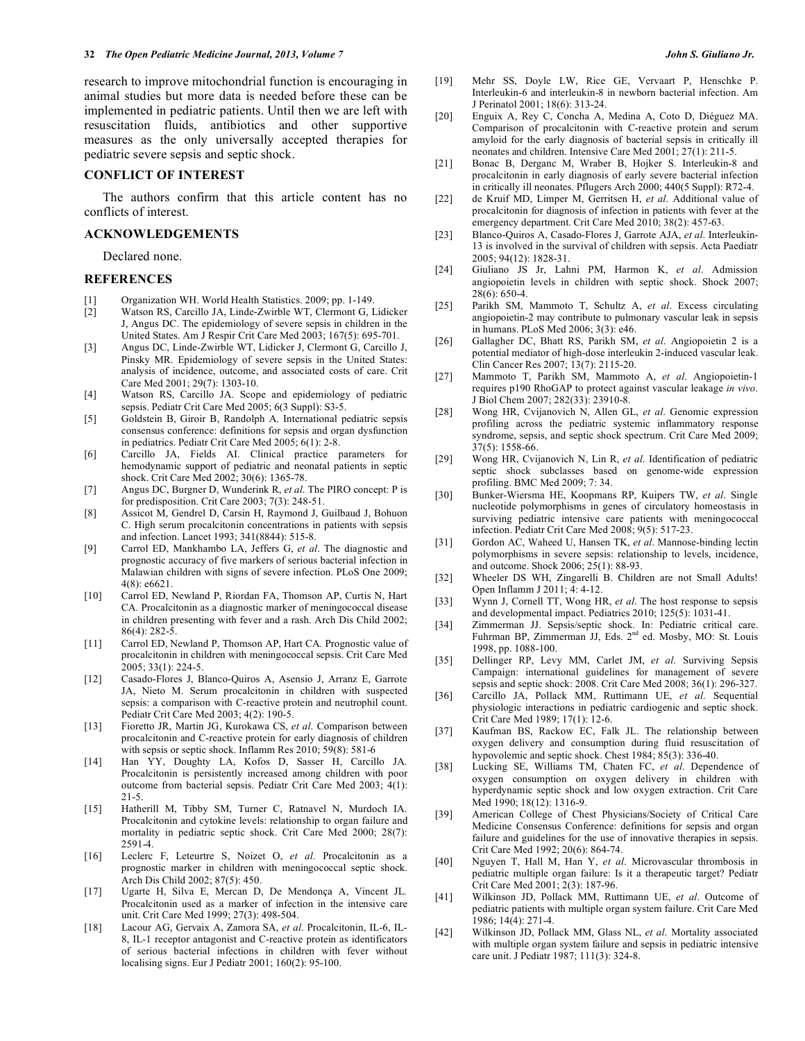research to improve mitochondrial function is encouraging in animal studies but more data is needed before these can be implemented in pediatric patients. Until then we are left with resuscitation fluids, antibiotics and other supportive measures as the only universally accepted therapies for pediatric severe sepsis and septic shock.

## CONFLICT OF INTEREST

The authors confirm that this article content has no conflicts of interest.

## ACKNOWLEDGEMENTS

Declared none.

## REFERENCES

[1] Organization WH. World Health Statistics. 2009; pp. 1-149.

[2] Watson RS, Carcillo JA, Linde-Zwirble WT, Clermont G, Lidicker J, Angus DC. The epidemiology of severe sepsis in children in the United States. Am J Respir Crit Care Med 2003; 167(5): 695-701.

[3] Angus DC, Linde-Zwirble WT, Lidicker J, Clermont G, Carcillo J, Pinsky MR. Epidemiology of severe sepsis in the United States: analysis of incidence, outcome, and associated costs of care. Crit Care Med 2001; 29(7): 1303-10.

[4] Watson RS, Carcillo JA. Scope and epidemiology of pediatric sepsis. Pediatr Crit Care Med 2005; 6(3 Suppl): S3-5.

[5] Goldstein B, Giroir B, Randolph A. International pediatric sepsis consensus conference: definitions for sepsis and organ dysfunction in pediatrics. Pediatr Crit Care Med 2005; 6(1): 2-8.

[6] Carcillo JA, Fields AI. Clinical practice parameters for hemodynamic support of pediatric and neonatal patients in septic shock. Crit Care Med 2002; 30(6): 1365-78.

[7] Angus DC, Burgner D, Wunderink R, *et al*. The PIRO concept: P is for predisposition. Crit Care 2003; 7(3): 248-51.

[8] Assicot M, Gendrel D, Carsin H, Raymond J, Guilbaud J, Bohuon C. High serum procalcitonin concentrations in patients with sepsis and infection. Lancet 1993; 341(8844): 515-8.

[9] Carrol ED, Mankhambo LA, Jeffers G, *et al*. The diagnostic and prognostic accuracy of five markers of serious bacterial infection in Malawian children with signs of severe infection. PLoS One 2009; 4(8): e6621.

[10] Carrol ED, Newland P, Riordan FA, Thomson AP, Curtis N, Hart CA. Procalcitonin as a diagnostic marker of meningococcal disease in children presenting with fever and a rash. Arch Dis Child 2002; 86(4): 282-5.

[11] Carrol ED, Newland P, Thomson AP, Hart CA. Prognostic value of procalcitonin in children with meningococcal sepsis. Crit Care Med 2005; 33(1): 224-5.

[12] Casado-Flores J, Blanco-Quiros A, Asensio J, Arranz E, Garrote JA, Nieto M. Serum procalcitonin in children with suspected sepsis: a comparison with C-reactive protein and neutrophil count. Pediatr Crit Care Med 2003; 4(2): 190-5.

[13] Fioretto JR, Martin JG, Kurokawa CS, *et al*. Comparison between procalcitonin and C-reactive protein for early diagnosis of children with sepsis or septic shock. Inflamm Res 2010; 59(8): 581-6

[14] Han YY, Doughty LA, Kofos D, Sasser H, Carcillo JA. Procalcitonin is persistently increased among children with poor outcome from bacterial sepsis. Pediatr Crit Care Med 2003; 4(1): 21-5.

[15] Hatherill M, Tibby SM, Turner C, Ratnavel N, Murdoch IA. Procalcitonin and cytokine levels: relationship to organ failure and mortality in pediatric septic shock. Crit Care Med 2000; 28(7): 2591-4.

[16] Leclerc F, Leteurtre S, Noizet O, *et al*. Procalcitonin as a prognostic marker in children with meningococcal septic shock. Arch Dis Child 2002; 87(5): 450.

[17] Ugarte H, Silva E, Mercan D, De Mendonça A, Vincent JL. Procalcitonin used as a marker of infection in the intensive care unit. Crit Care Med 1999; 27(3): 498-504.

[18] Lacour AG, Gervaix A, Zamora SA, *et al*. Procalcitonin, IL-6, IL-8, IL-1 receptor antagonist and C-reactive protein as identificators of serious bacterial infections in children with fever without localising signs. Eur J Pediatr 2001; 160(2): 95-100.

[19] Mehr SS, Doyle LW, Rice GE, Vervaart P, Henschke P. Interleukin-6 and interleukin-8 in newborn bacterial infection. Am J Perinatol 2001; 18(6): 313-24.

[20] Enguix A, Rey C, Concha A, Medina A, Coto D, Diéguez MA. Comparison of procalcitonin with C-reactive protein and serum amyloid for the early diagnosis of bacterial sepsis in critically ill neonates and children. Intensive Care Med 2001; 27(1): 211-5.

[21] Bonac B, Derganc M, Wraber B, Hojker S. Interleukin-8 and procalcitonin in early diagnosis of early severe bacterial infection in critically ill neonates. Pflugers Arch 2000; 440(5 Suppl): R72-4.

[22] de Kruif MD, Limper M, Gerritsen H, *et al*. Additional value of procalcitonin for diagnosis of infection in patients with fever at the emergency department. Crit Care Med 2010; 38(2): 457-63.

[23] Blanco-Quiros A, Casado-Flores J, Garrote AJA, *et al*. Interleukin-13 is involved in the survival of children with sepsis. Acta Paediatr 2005; 94(12): 1828-31.

[24] Giuliano JS Jr, Lahni PM, Harmon K, *et al*. Admission angiopoietin levels in children with septic shock. Shock 2007; 28(6): 650-4.

[25] Parikh SM, Mammoto T, Schultz A, *et al*. Excess circulating angiopoietin-2 may contribute to pulmonary vascular leak in sepsis in humans. PLoS Med 2006; 3(3): e46.

[26] Gallagher DC, Bhatt RS, Parikh SM, *et al*. Angiopoietin 2 is a potential mediator of high-dose interleukin 2-induced vascular leak. Clin Cancer Res 2007; 13(7): 2115-20.

[27] Mammoto T, Parikh SM, Mammoto A, *et al*. Angiopoietin-1 requires p190 RhoGAP to protect against vascular leakage *in vivo*. J Biol Chem 2007; 282(33): 23910-8.

[28] Wong HR, Cvijanovich N, Allen GL, *et al*. Genomic expression profiling across the pediatric systemic inflammatory response syndrome, sepsis, and septic shock spectrum. Crit Care Med 2009; 37(5): 1558-66.

[29] Wong HR, Cvijanovich N, Lin R, *et al*. Identification of pediatric septic shock subclasses based on genome-wide expression profiling. BMC Med 2009; 7: 34.

[30] Bunker-Wiersma HE, Koopmans RP, Kuipers TW, *et al*. Single nucleotide polymorphisms in genes of circulatory homeostasis in surviving pediatric intensive care patients with meningococcal infection. Pediatr Crit Care Med 2008; 9(5): 517-23.

[31] Gordon AC, Waheed U, Hansen TK, *et al*. Mannose-binding lectin polymorphisms in severe sepsis: relationship to levels, incidence, and outcome. Shock 2006; 25(1): 88-93.

[32] Wheeler DS WH, Zingarelli B. Children are not Small Adults! Open Inflamm J 2011; 4: 4-12.

[33] Wynn J, Cornell TT, Wong HR, *et al*. The host response to sepsis and developmental impact. Pediatrics 2010; 125(5): 1031-41.

[34] Zimmerman JJ. Sepsis/septic shock. In: Pediatric critical care. Fuhrman BP, Zimmerman JJ, Eds. 2nd ed. Mosby, MO: St. Louis 1998, pp. 1088-100.

[35] Dellinger RP, Levy MM, Carlet JM, *et al*. Surviving Sepsis Campaign: international guidelines for management of severe sepsis and septic shock: 2008. Crit Care Med 2008; 36(1): 296-327.

[36] Carcillo JA, Pollack MM, Ruttimann UE, *et al*. Sequential physiologic interactions in pediatric cardiogenic and septic shock. Crit Care Med 1989; 17(1): 12-6.

[37] Kaufman BS, Rackow EC, Falk JL. The relationship between oxygen delivery and consumption during fluid resuscitation of hypovolemic and septic shock. Chest 1984; 85(3): 336-40.

[38] Lucking SE, Williams TM, Chaten FC, *et al*. Dependence of oxygen consumption on oxygen delivery in children with hyperdynamic septic shock and low oxygen extraction. Crit Care Med 1990; 18(12): 1316-9.

[39] American College of Chest Physicians/Society of Critical Care Medicine Consensus Conference: definitions for sepsis and organ failure and guidelines for the use of innovative therapies in sepsis. Crit Care Med 1992; 20(6): 864-74.

[40] Nguyen T, Hall M, Han Y, *et al*. Microvascular thrombosis in pediatric multiple organ failure: Is it a therapeutic target? Pediatr Crit Care Med 2001; 2(3): 187-96.

[41] Wilkinson JD, Pollack MM, Ruttimann UE, *et al*. Outcome of pediatric patients with multiple organ system failure. Crit Care Med 1986; 14(4): 271-4.

[42] Wilkinson JD, Pollack MM, Glass NL, *et al*. Mortality associated with multiple organ system failure and sepsis in pediatric intensive care unit. J Pediatr 1987; 111(3): 324-8.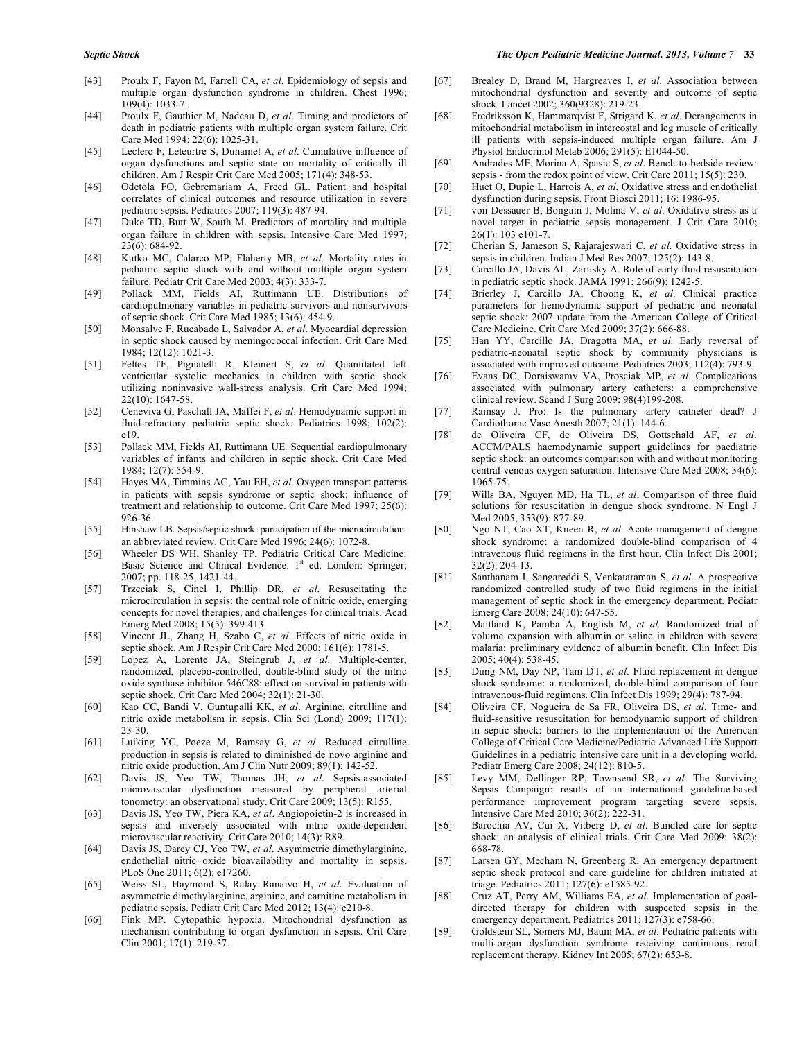[43] Proulx F, Fayon M, Farrell CA, *et al*. Epidemiology of sepsis and multiple organ dysfunction syndrome in children. Chest 1996; 109(4): 1033-7.

[44] Proulx F, Gauthier M, Nadeau D, *et al*. Timing and predictors of death in pediatric patients with multiple organ system failure. Crit Care Med 1994; 22(6): 1025-31.

[45] Leclerc F, Leteurtre S, Duhamel A, *et al*. Cumulative influence of organ dysfunctions and septic state on mortality of critically ill children. Am J Respir Crit Care Med 2005; 171(4): 348-53.

[46] Odetola FO, Gebremariam A, Freed GL. Patient and hospital correlates of clinical outcomes and resource utilization in severe pediatric sepsis. Pediatrics 2007; 119(3): 487-94.

[47] Duke TD, Butt W, South M. Predictors of mortality and multiple organ failure in children with sepsis. Intensive Care Med 1997; 23(6): 684-92.

[48] Kutko MC, Calarco MP, Flaherty MB, *et al*. Mortality rates in pediatric septic shock with and without multiple organ system failure. Pediatr Crit Care Med 2003; 4(3): 333-7.

[49] Pollack MM, Fields AI, Ruttimann UE. Distributions of cardiopulmonary variables in pediatric survivors and nonsurvivors of septic shock. Crit Care Med 1985; 13(6): 454-9.

[50] Monsalve F, Rucabado L, Salvador A, *et al*. Myocardial depression in septic shock caused by meningococcal infection. Crit Care Med 1984; 12(12): 1021-3.

[51] Feltes TF, Pignatelli R, Kleinert S, *et al*. Quantitated left ventricular systolic mechanics in children with septic shock utilizing noninvasive wall-stress analysis. Crit Care Med 1994; 22(10): 1647-58.

[52] Ceneviva G, Paschall JA, Maffei F, *et al*. Hemodynamic support in fluid-refractory pediatric septic shock. Pediatrics 1998; 102(2): e19.

[53] Pollack MM, Fields AI, Ruttimann UE. Sequential cardiopulmonary variables of infants and children in septic shock. Crit Care Med 1984; 12(7): 554-9.

[54] Hayes MA, Timmins AC, Yau EH, *et al*. Oxygen transport patterns in patients with sepsis syndrome or septic shock: influence of treatment and relationship to outcome. Crit Care Med 1997; 25(6): 926-36.

[55] Hinshaw LB. Sepsis/septic shock: participation of the microcirculation: an abbreviated review. Crit Care Med 1996; 24(6): 1072-8.

[56] Wheeler DS WH, Shanley TP. Pediatric Critical Care Medicine: Basic Science and Clinical Evidence. 1st ed. London: Springer; 2007; pp. 118-25, 1421-44.

[57] Trzeciak S, Cinel I, Phillip DR, *et al*. Resuscitating the microcirculation in sepsis: the central role of nitric oxide, emerging concepts for novel therapies, and challenges for clinical trials. Acad Emerg Med 2008; 15(5): 399-413.

[58] Vincent JL, Zhang H, Szabo C, *et al*. Effects of nitric oxide in septic shock. Am J Respir Crit Care Med 2000; 161(6): 1781-5.

[59] Lopez A, Lorente JA, Steingrub J, *et al*. Multiple-center, randomized, placebo-controlled, double-blind study of the nitric oxide synthase inhibitor 546C88: effect on survival in patients with septic shock. Crit Care Med 2004; 32(1): 21-30.

[60] Kao CC, Bandi V, Guntupalli KK, *et al*. Arginine, citrulline and nitric oxide metabolism in sepsis. Clin Sci (Lond) 2009; 117(1): 23-30.

[61] Luiking YC, Poeze M, Ramsay G, *et al*. Reduced citrulline production in sepsis is related to diminished de novo arginine and nitric oxide production. Am J Clin Nutr 2009; 89(1): 142-52.

[62] Davis JS, Yeo TW, Thomas JH, *et al*. Sepsis-associated microvascular dysfunction measured by peripheral arterial tonometry: an observational study. Crit Care 2009; 13(5): R155.

[63] Davis JS, Yeo TW, Piera KA, *et al*. Angiopoietin-2 is increased in sepsis and inversely associated with nitric oxide-dependent microvascular reactivity. Crit Care 2010; 14(3): R89.

[64] Davis JS, Darcy CJ, Yeo TW, *et al*. Asymmetric dimethylarginine, endothelial nitric oxide bioavailability and mortality in sepsis. PLoS One 2011; 6(2): e17260.

[65] Weiss SL, Haymond S, Ralay Ranaivo H, *et al*. Evaluation of asymmetric dimethylarginine, arginine, and carnitine metabolism in pediatric sepsis. Pediatr Crit Care Med 2012; 13(4): e210-8.

[66] Fink MP. Cytopathic hypoxia. Mitochondrial dysfunction as mechanism contributing to organ dysfunction in sepsis. Crit Care Clin 2001; 17(1): 219-37.

[67] Brealey D, Brand M, Hargreaves I, *et al*. Association between mitochondrial dysfunction and severity and outcome of septic shock. Lancet 2002; 360(9328): 219-23.

[68] Fredriksson K, Hammarqvist F, Strigard K, *et al*. Derangements in mitochondrial metabolism in intercostal and leg muscle of critically ill patients with sepsis-induced multiple organ failure. Am J Physiol Endocrinol Metab 2006; 291(5): E1044-50.

[69] Andrades ME, Morina A, Spasic S, *et al*. Bench-to-bedside review: sepsis - from the redox point of view. Crit Care 2011; 15(5): 230.

[70] Huet O, Dupic L, Harrois A, *et al*. Oxidative stress and endothelial dysfunction during sepsis. Front Biosci 2011; 16: 1986-95.

[71] von Dessauer B, Bongain J, Molina V, *et al*. Oxidative stress as a novel target in pediatric sepsis management. J Crit Care 2010; 26(1): 103 e101-7.

[72] Cherian S, Jameson S, Rajarajeswari C, *et al*. Oxidative stress in sepsis in children. Indian J Med Res 2007; 125(2): 143-8.

[73] Carcillo JA, Davis AL, Zaritsky A. Role of early fluid resuscitation in pediatric septic shock. JAMA 1991; 266(9): 1242-5.

[74] Brierley J, Carcillo JA, Choong K, *et al*. Clinical practice parameters for hemodynamic support of pediatric and neonatal septic shock: 2007 update from the American College of Critical Care Medicine. Crit Care Med 2009; 37(2): 666-88.

[75] Han YY, Carcillo JA, Dragotta MA, *et al*. Early reversal of pediatric-neonatal septic shock by community physicians is associated with improved outcome. Pediatrics 2003; 112(4): 793-9.

[76] Evans DC, Doraiswamy VA, Prosciak MP, *et al*. Complications associated with pulmonary artery catheters: a comprehensive clinical review. Scand J Surg 2009; 98(4)199-208.

[77] Ramsay J. Pro: Is the pulmonary artery catheter dead? J Cardiothorac Vasc Anesth 2007; 21(1): 144-6.

[78] de Oliveira CF, de Oliveira DS, Gottschald AF, *et al*. ACCM/PALS haemodynamic support guidelines for paediatric septic shock: an outcomes comparison with and without monitoring central venous oxygen saturation. Intensive Care Med 2008; 34(6): 1065-75.

[79] Wills BA, Nguyen MD, Ha TL, *et al*. Comparison of three fluid solutions for resuscitation in dengue shock syndrome. N Engl J Med 2005; 353(9): 877-89.

[80] Ngo NT, Cao XT, Kneen R, *et al*. Acute management of dengue shock syndrome: a randomized double-blind comparison of 4 intravenous fluid regimens in the first hour. Clin Infect Dis 2001; 32(2): 204-13.

[81] Santhanam I, Sangareddi S, Venkataraman S, *et al*. A prospective randomized controlled study of two fluid regimens in the initial management of septic shock in the emergency department. Pediatr Emerg Care 2008; 24(10): 647-55.

[82] Maitland K, Pamba A, English M, *et al.* Randomized trial of volume expansion with albumin or saline in children with severe malaria: preliminary evidence of albumin benefit. Clin Infect Dis 2005; 40(4): 538-45.

[83] Dung NM, Day NP, Tam DT, *et al*. Fluid replacement in dengue shock syndrome: a randomized, double-blind comparison of four intravenous-fluid regimens. Clin Infect Dis 1999; 29(4): 787-94.

[84] Oliveira CF, Nogueira de Sa FR, Oliveira DS, *et al*. Time- and fluid-sensitive resuscitation for hemodynamic support of children in septic shock: barriers to the implementation of the American College of Critical Care Medicine/Pediatric Advanced Life Support Guidelines in a pediatric intensive care unit in a developing world. Pediatr Emerg Care 2008; 24(12): 810-5.

[85] Levy MM, Dellinger RP, Townsend SR, *et al*. The Surviving Sepsis Campaign: results of an international guideline-based performance improvement program targeting severe sepsis. Intensive Care Med 2010; 36(2): 222-31.

[86] Barochia AV, Cui X, Vitberg D, *et al*. Bundled care for septic shock: an analysis of clinical trials. Crit Care Med 2009; 38(2): 668-78.

[87] Larsen GY, Mecham N, Greenberg R. An emergency department septic shock protocol and care guideline for children initiated at triage. Pediatrics 2011; 127(6): e1585-92.

[88] Cruz AT, Perry AM, Williams EA, *et al*. Implementation of goal-directed therapy for children with suspected sepsis in the emergency department. Pediatrics 2011; 127(3): e758-66.

[89] Goldstein SL, Somers MJ, Baum MA, *et al*. Pediatric patients with multi-organ dysfunction syndrome receiving continuous renal replacement therapy. Kidney Int 2005; 67(2): 653-8.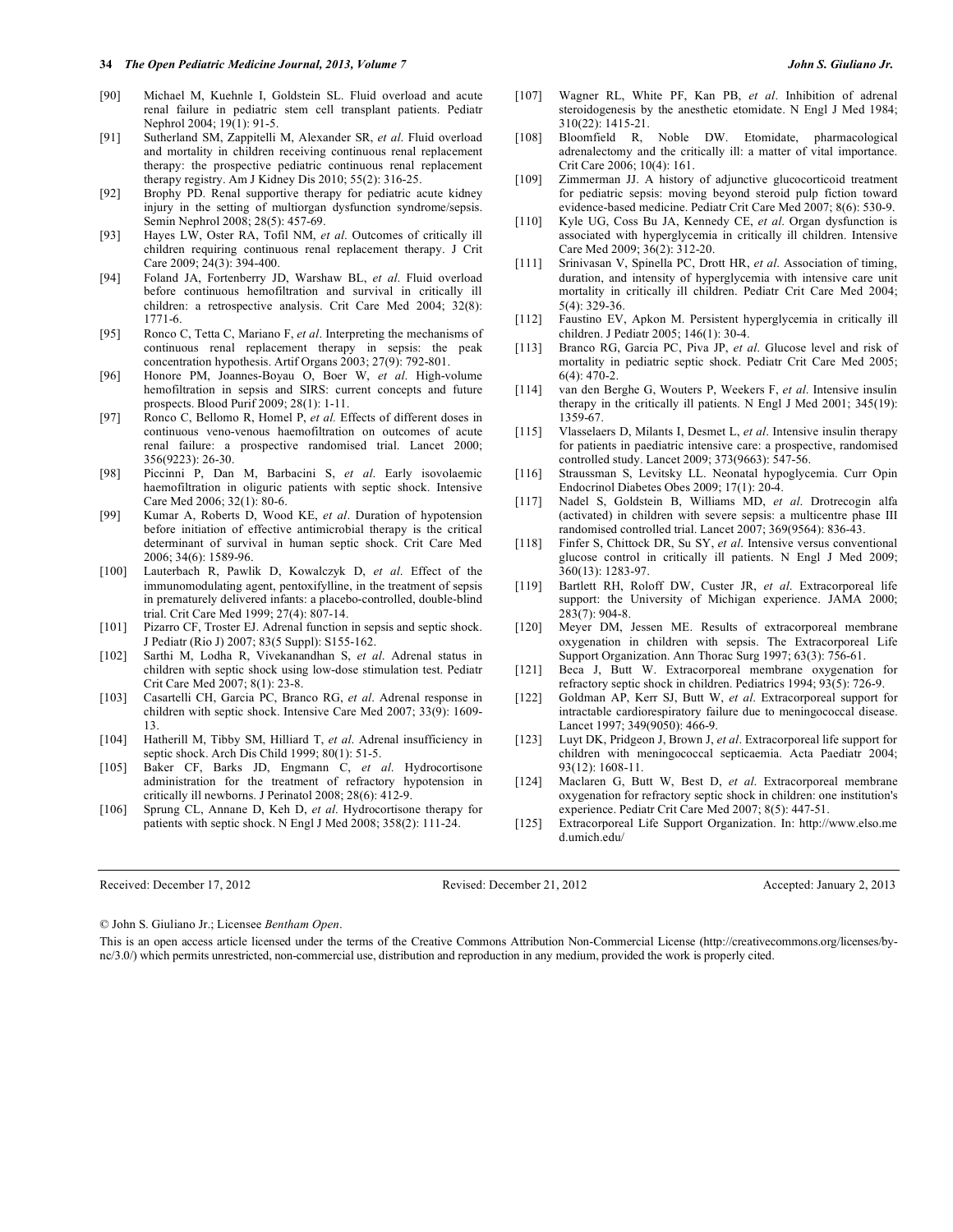[90] Michael M, Kuehnle I, Goldstein SL. Fluid overload and acute renal failure in pediatric stem cell transplant patients. Pediatr Nephrol 2004; 19(1): 91-5.

[91] Sutherland SM, Zappitelli M, Alexander SR, *et al*. Fluid overload and mortality in children receiving continuous renal replacement therapy: the prospective pediatric continuous renal replacement therapy registry. Am J Kidney Dis 2010; 55(2): 316-25.

[92] Brophy PD. Renal supportive therapy for pediatric acute kidney injury in the setting of multiorgan dysfunction syndrome/sepsis. Semin Nephrol 2008; 28(5): 457-69.

[93] Hayes LW, Oster RA, Tofil NM, *et al*. Outcomes of critically ill children requiring continuous renal replacement therapy. J Crit Care 2009; 24(3): 394-400.

[94] Foland JA, Fortenberry JD, Warshaw BL, *et al*. Fluid overload before continuous hemofiltration and survival in critically ill children: a retrospective analysis. Crit Care Med 2004; 32(8): 1771-6.

[95] Ronco C, Tetta C, Mariano F, *et al*. Interpreting the mechanisms of continuous renal replacement therapy in sepsis: the peak concentration hypothesis. Artif Organs 2003; 27(9): 792-801.

[96] Honore PM, Joannes-Boyau O, Boer W, *et al.* High-volume hemofiltration in sepsis and SIRS: current concepts and future prospects. Blood Purif 2009; 28(1): 1-11.

[97] Ronco C, Bellomo R, Homel P, *et al.* Effects of different doses in continuous veno-venous haemofiltration on outcomes of acute renal failure: a prospective randomised trial. Lancet 2000; 356(9223): 26-30.

[98] Piccinni P, Dan M, Barbacini S, *et al.* Early isovolaemic haemofiltration in oliguric patients with septic shock. Intensive Care Med 2006; 32(1): 80-6.

[99] Kumar A, Roberts D, Wood KE, *et al*. Duration of hypotension before initiation of effective antimicrobial therapy is the critical determinant of survival in human septic shock. Crit Care Med 2006; 34(6): 1589-96.

[100] Lauterbach R, Pawlik D, Kowalczyk D, *et al*. Effect of the immunomodulating agent, pentoxifylline, in the treatment of sepsis in prematurely delivered infants: a placebo-controlled, double-blind trial. Crit Care Med 1999; 27(4): 807-14.

[101] Pizarro CF, Troster EJ. Adrenal function in sepsis and septic shock. J Pediatr (Rio J) 2007; 83(5 Suppl): S155-162.

[102] Sarthi M, Lodha R, Vivekanandhan S, *et al*. Adrenal status in children with septic shock using low-dose stimulation test. Pediatr Crit Care Med 2007; 8(1): 23-8.

[103] Casartelli CH, Garcia PC, Branco RG, *et al*. Adrenal response in children with septic shock. Intensive Care Med 2007; 33(9): 1609-13.

[104] Hatherill M, Tibby SM, Hilliard T, *et al*. Adrenal insufficiency in septic shock. Arch Dis Child 1999; 80(1): 51-5.

[105] Baker CF, Barks JD, Engmann C, *et al.* Hydrocortisone administration for the treatment of refractory hypotension in critically ill newborns. J Perinatol 2008; 28(6): 412-9.

[106] Sprung CL, Annane D, Keh D, *et al*. Hydrocortisone therapy for patients with septic shock. N Engl J Med 2008; 358(2): 111-24.

[107] Wagner RL, White PF, Kan PB, *et al*. Inhibition of adrenal steroidogenesis by the anesthetic etomidate. N Engl J Med 1984; 310(22): 1415-21.

[108] Bloomfield R, Noble DW. Etomidate, pharmacological adrenalectomy and the critically ill: a matter of vital importance. Crit Care 2006; 10(4): 161.

[109] Zimmerman JJ. A history of adjunctive glucocorticoid treatment for pediatric sepsis: moving beyond steroid pulp fiction toward evidence-based medicine. Pediatr Crit Care Med 2007; 8(6): 530-9.

[110] Kyle UG, Coss Bu JA, Kennedy CE, *et al*. Organ dysfunction is associated with hyperglycemia in critically ill children. Intensive Care Med 2009; 36(2): 312-20.

[111] Srinivasan V, Spinella PC, Drott HR, *et al*. Association of timing, duration, and intensity of hyperglycemia with intensive care unit mortality in critically ill children. Pediatr Crit Care Med 2004; 5(4): 329-36.

[112] Faustino EV, Apkon M. Persistent hyperglycemia in critically ill children. J Pediatr 2005; 146(1): 30-4.

[113] Branco RG, Garcia PC, Piva JP, *et al*. Glucose level and risk of mortality in pediatric septic shock. Pediatr Crit Care Med 2005; 6(4): 470-2.

[114] van den Berghe G, Wouters P, Weekers F, *et al*. Intensive insulin therapy in the critically ill patients. N Engl J Med 2001; 345(19): 1359-67.

[115] Vlasselaers D, Milants I, Desmet L, *et al*. Intensive insulin therapy for patients in paediatric intensive care: a prospective, randomised controlled study. Lancet 2009; 373(9663): 547-56.

[116] Straussman S, Levitsky LL. Neonatal hypoglycemia. Curr Opin Endocrinol Diabetes Obes 2009; 17(1): 20-4.

[117] Nadel S, Goldstein B, Williams MD, *et al.* Drotrecogin alfa (activated) in children with severe sepsis: a multicentre phase III randomised controlled trial. Lancet 2007; 369(9564): 836-43.

[118] Finfer S, Chittock DR, Su SY, *et al.* Intensive versus conventional glucose control in critically ill patients. N Engl J Med 2009; 360(13): 1283-97.

[119] Bartlett RH, Roloff DW, Custer JR, *et al*. Extracorporeal life support: the University of Michigan experience. JAMA 2000; 283(7): 904-8.

[120] Meyer DM, Jessen ME. Results of extracorporeal membrane oxygenation in children with sepsis. The Extracorporeal Life Support Organization. Ann Thorac Surg 1997; 63(3): 756-61.

[121] Beca J, Butt W. Extracorporeal membrane oxygenation for refractory septic shock in children. Pediatrics 1994; 93(5): 726-9.

[122] Goldman AP, Kerr SJ, Butt W, *et al*. Extracorporeal support for intractable cardiorespiratory failure due to meningococcal disease. Lancet 1997; 349(9050): 466-9.

[123] Luyt DK, Pridgeon J, Brown J, *et al*. Extracorporeal life support for children with meningococcal septicaemia. Acta Paediatr 2004; 93(12): 1608-11.

[124] Maclaren G, Butt W, Best D, *et al*. Extracorporeal membrane oxygenation for refractory septic shock in children: one institution's experience. Pediatr Crit Care Med 2007; 8(5): 447-51.

[125] Extracorporeal Life Support Organization. In: http://www.elso.med.umich.edu/

Received: December 17, 2012 Revised: December 21, 2012 Accepted: January 2, 2013

© John S. Giuliano Jr.; Licensee *Bentham Open*.

This is an open access article licensed under the terms of the Creative Commons Attribution Non-Commercial License (http://creativecommons.org/licenses/by-nc/3.0/) which permits unrestricted, non-commercial use, distribution and reproduction in any medium, provided the work is properly cited.